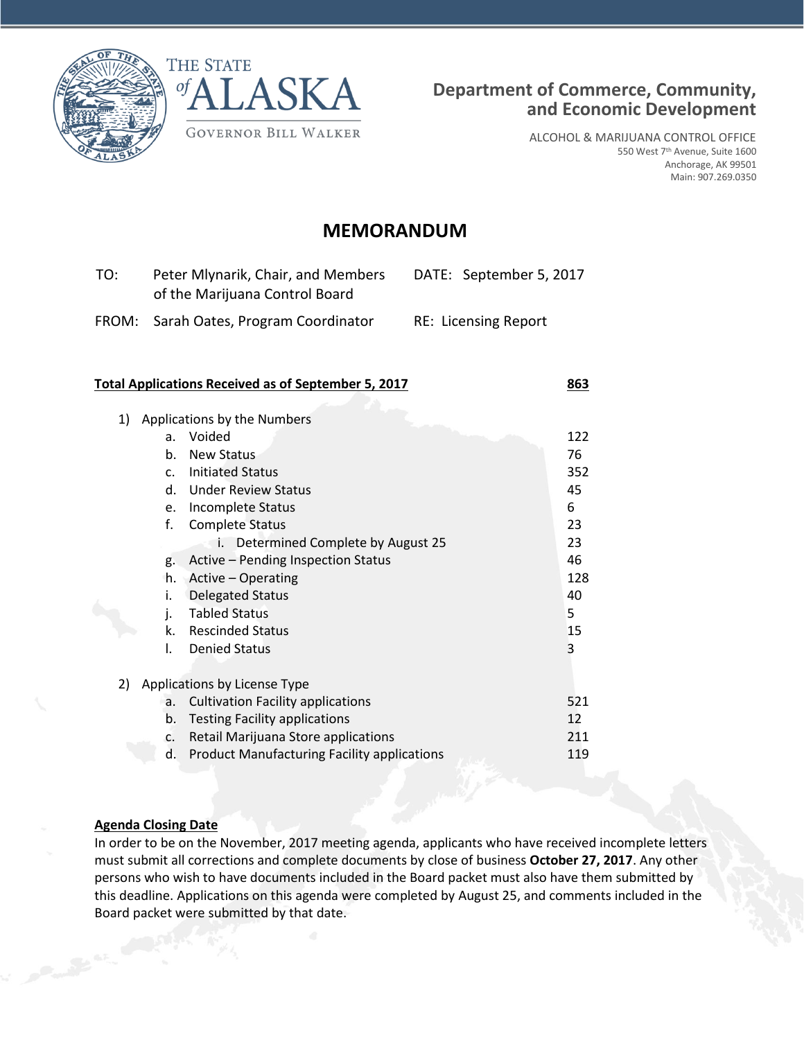THE STATE of ALASKA

GOVERNOR BILL WALKER

**Department of Commerce, Community, and Economic Development**

ALCOHOL & MARIJUANA CONTROL OFFICE
550 West 7th Avenue, Suite 1600
Anchorage, AK 99501
Main: 907.269.0350

# MEMORANDUM

| | | | |
|---|---|---|---|
| TO: | Peter Mlynarik, Chair, and Members of the Marijuana Control Board | DATE: | September 5, 2017 |
| FROM: | Sarah Oates, Program Coordinator | RE: | Licensing Report |

**Total Applications Received as of September 5, 2017** **863**

1) Applications by the Numbers

| | |
|---|---|
| a. Voided | 122 |
| b. New Status | 76 |
| c. Initiated Status | 352 |
| d. Under Review Status | 45 |
| e. Incomplete Status | 6 |
| f. Complete Status | 23 |
| i. Determined Complete by August 25 | 23 |
| g. Active – Pending Inspection Status | 46 |
| h. Active – Operating | 128 |
| i. Delegated Status | 40 |
| j. Tabled Status | 5 |
| k. Rescinded Status | 15 |
| l. Denied Status | 3 |

2) Applications by License Type

| | |
|---|---|
| a. Cultivation Facility applications | 521 |
| b. Testing Facility applications | 12 |
| c. Retail Marijuana Store applications | 211 |
| d. Product Manufacturing Facility applications | 119 |

**Agenda Closing Date**

In order to be on the November, 2017 meeting agenda, applicants who have received incomplete letters must submit all corrections and complete documents by close of business **October 27, 2017**. Any other persons who wish to have documents included in the Board packet must also have them submitted by this deadline. Applications on this agenda were completed by August 25, and comments included in the Board packet were submitted by that date.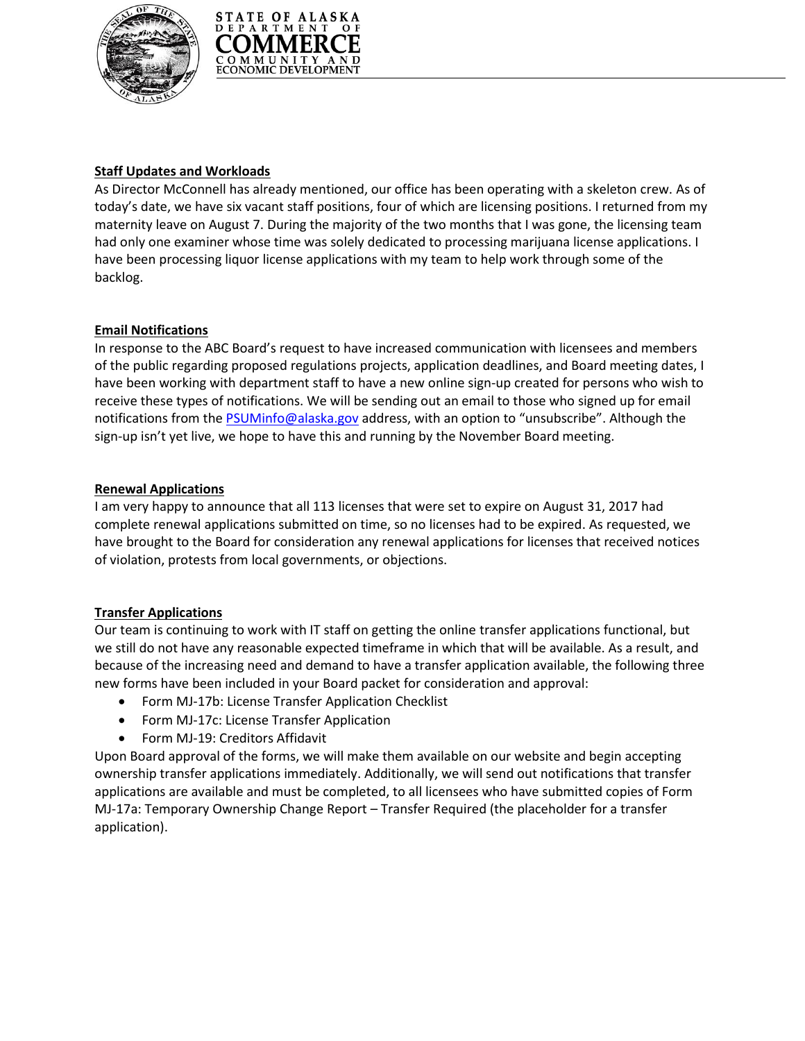## Staff Updates and Workloads

As Director McConnell has already mentioned, our office has been operating with a skeleton crew. As of today's date, we have six vacant staff positions, four of which are licensing positions. I returned from my maternity leave on August 7. During the majority of the two months that I was gone, the licensing team had only one examiner whose time was solely dedicated to processing marijuana license applications. I have been processing liquor license applications with my team to help work through some of the backlog.

## Email Notifications

In response to the ABC Board's request to have increased communication with licensees and members of the public regarding proposed regulations projects, application deadlines, and Board meeting dates, I have been working with department staff to have a new online sign-up created for persons who wish to receive these types of notifications. We will be sending out an email to those who signed up for email notifications from the PSUMinfo@alaska.gov address, with an option to "unsubscribe". Although the sign-up isn't yet live, we hope to have this and running by the November Board meeting.

## Renewal Applications

I am very happy to announce that all 113 licenses that were set to expire on August 31, 2017 had complete renewal applications submitted on time, so no licenses had to be expired. As requested, we have brought to the Board for consideration any renewal applications for licenses that received notices of violation, protests from local governments, or objections.

## Transfer Applications

Our team is continuing to work with IT staff on getting the online transfer applications functional, but we still do not have any reasonable expected timeframe in which that will be available. As a result, and because of the increasing need and demand to have a transfer application available, the following three new forms have been included in your Board packet for consideration and approval:

- Form MJ-17b: License Transfer Application Checklist
- Form MJ-17c: License Transfer Application
- Form MJ-19: Creditors Affidavit

Upon Board approval of the forms, we will make them available on our website and begin accepting ownership transfer applications immediately. Additionally, we will send out notifications that transfer applications are available and must be completed, to all licensees who have submitted copies of Form MJ-17a: Temporary Ownership Change Report – Transfer Required (the placeholder for a transfer application).